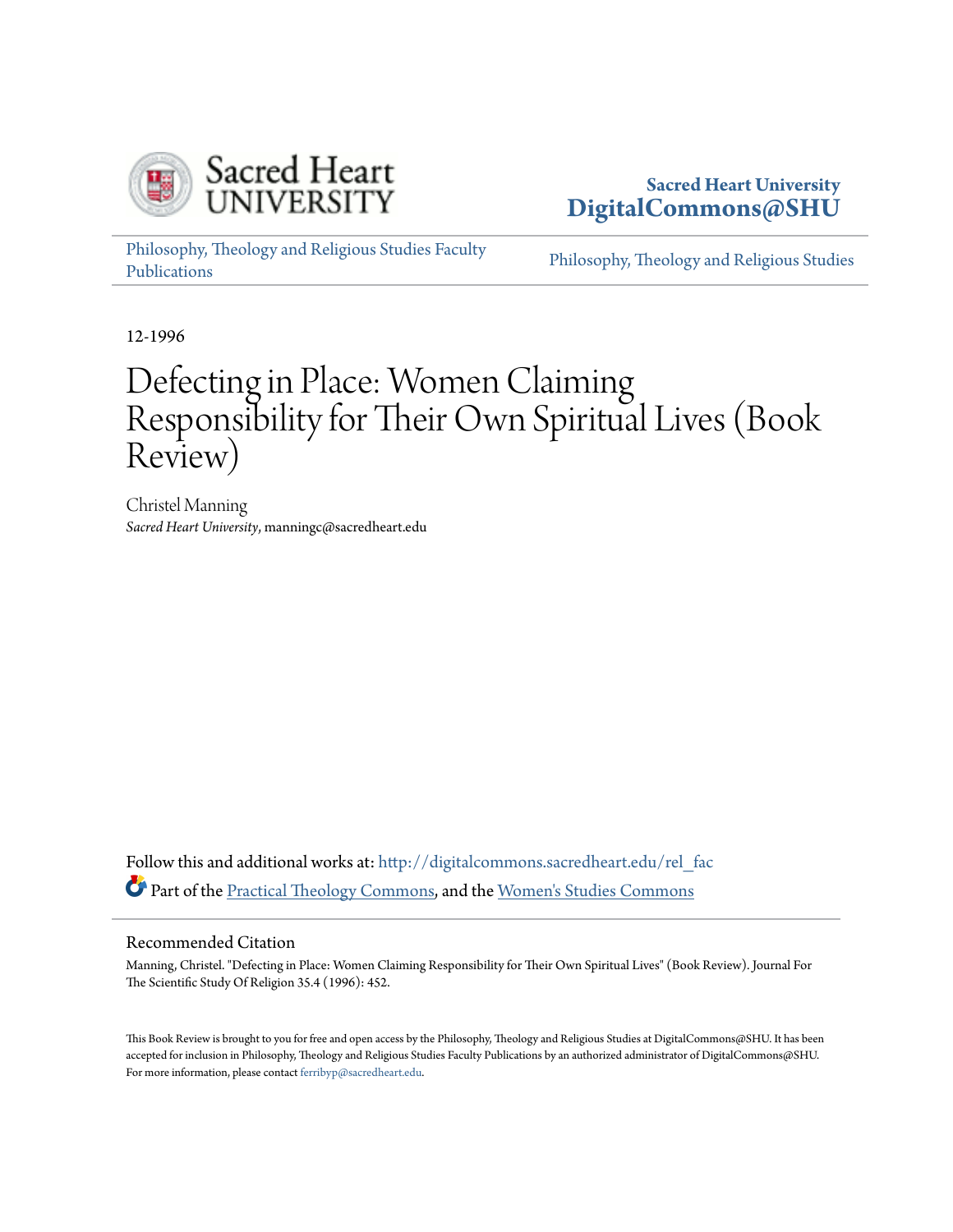Sacred Heart University

**DigitalCommons@SHU**

Philosophy, Theology and Religious Studies Faculty Publications

Philosophy, Theology and Religious Studies

12-1996

# Defecting in Place: Women Claiming Responsibility for Their Own Spiritual Lives (Book Review)

Christel Manning

*Sacred Heart University*, manningc@sacredheart.edu

Follow this and additional works at: http://digitalcommons.sacredheart.edu/rel_fac

Part of the Practical Theology Commons, and the Women's Studies Commons

## Recommended Citation

Manning, Christel. "Defecting in Place: Women Claiming Responsibility for Their Own Spiritual Lives" (Book Review). Journal For The Scientific Study Of Religion 35.4 (1996): 452.

This Book Review is brought to you for free and open access by the Philosophy, Theology and Religious Studies at DigitalCommons@SHU. It has been accepted for inclusion in Philosophy, Theology and Religious Studies Faculty Publications by an authorized administrator of DigitalCommons@SHU. For more information, please contact ferribyp@sacredheart.edu.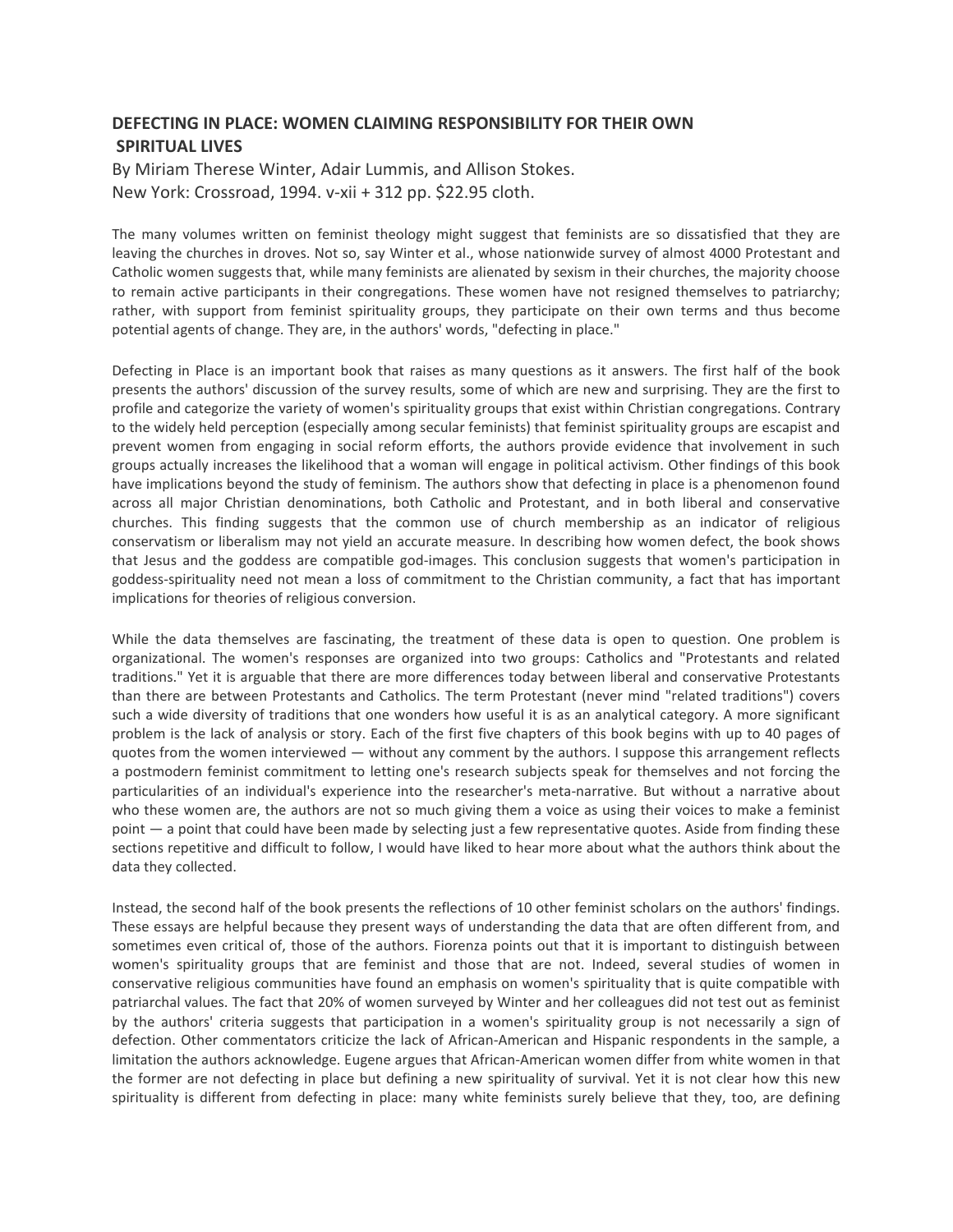## DEFECTING IN PLACE: WOMEN CLAIMING RESPONSIBILITY FOR THEIR OWN SPIRITUAL LIVES

By Miriam Therese Winter, Adair Lummis, and Allison Stokes.
New York: Crossroad, 1994. v-xii + 312 pp. $22.95 cloth.

The many volumes written on feminist theology might suggest that feminists are so dissatisfied that they are leaving the churches in droves. Not so, say Winter et al., whose nationwide survey of almost 4000 Protestant and Catholic women suggests that, while many feminists are alienated by sexism in their churches, the majority choose to remain active participants in their congregations. These women have not resigned themselves to patriarchy; rather, with support from feminist spirituality groups, they participate on their own terms and thus become potential agents of change. They are, in the authors' words, "defecting in place."

Defecting in Place is an important book that raises as many questions as it answers. The first half of the book presents the authors' discussion of the survey results, some of which are new and surprising. They are the first to profile and categorize the variety of women's spirituality groups that exist within Christian congregations. Contrary to the widely held perception (especially among secular feminists) that feminist spirituality groups are escapist and prevent women from engaging in social reform efforts, the authors provide evidence that involvement in such groups actually increases the likelihood that a woman will engage in political activism. Other findings of this book have implications beyond the study of feminism. The authors show that defecting in place is a phenomenon found across all major Christian denominations, both Catholic and Protestant, and in both liberal and conservative churches. This finding suggests that the common use of church membership as an indicator of religious conservatism or liberalism may not yield an accurate measure. In describing how women defect, the book shows that Jesus and the goddess are compatible god-images. This conclusion suggests that women's participation in goddess-spirituality need not mean a loss of commitment to the Christian community, a fact that has important implications for theories of religious conversion.

While the data themselves are fascinating, the treatment of these data is open to question. One problem is organizational. The women's responses are organized into two groups: Catholics and "Protestants and related traditions." Yet it is arguable that there are more differences today between liberal and conservative Protestants than there are between Protestants and Catholics. The term Protestant (never mind "related traditions") covers such a wide diversity of traditions that one wonders how useful it is as an analytical category. A more significant problem is the lack of analysis or story. Each of the first five chapters of this book begins with up to 40 pages of quotes from the women interviewed — without any comment by the authors. I suppose this arrangement reflects a postmodern feminist commitment to letting one's research subjects speak for themselves and not forcing the particularities of an individual's experience into the researcher's meta-narrative. But without a narrative about who these women are, the authors are not so much giving them a voice as using their voices to make a feminist point — a point that could have been made by selecting just a few representative quotes. Aside from finding these sections repetitive and difficult to follow, I would have liked to hear more about what the authors think about the data they collected.

Instead, the second half of the book presents the reflections of 10 other feminist scholars on the authors' findings. These essays are helpful because they present ways of understanding the data that are often different from, and sometimes even critical of, those of the authors. Fiorenza points out that it is important to distinguish between women's spirituality groups that are feminist and those that are not. Indeed, several studies of women in conservative religious communities have found an emphasis on women's spirituality that is quite compatible with patriarchal values. The fact that 20% of women surveyed by Winter and her colleagues did not test out as feminist by the authors' criteria suggests that participation in a women's spirituality group is not necessarily a sign of defection. Other commentators criticize the lack of African-American and Hispanic respondents in the sample, a limitation the authors acknowledge. Eugene argues that African-American women differ from white women in that the former are not defecting in place but defining a new spirituality of survival. Yet it is not clear how this new spirituality is different from defecting in place: many white feminists surely believe that they, too, are defining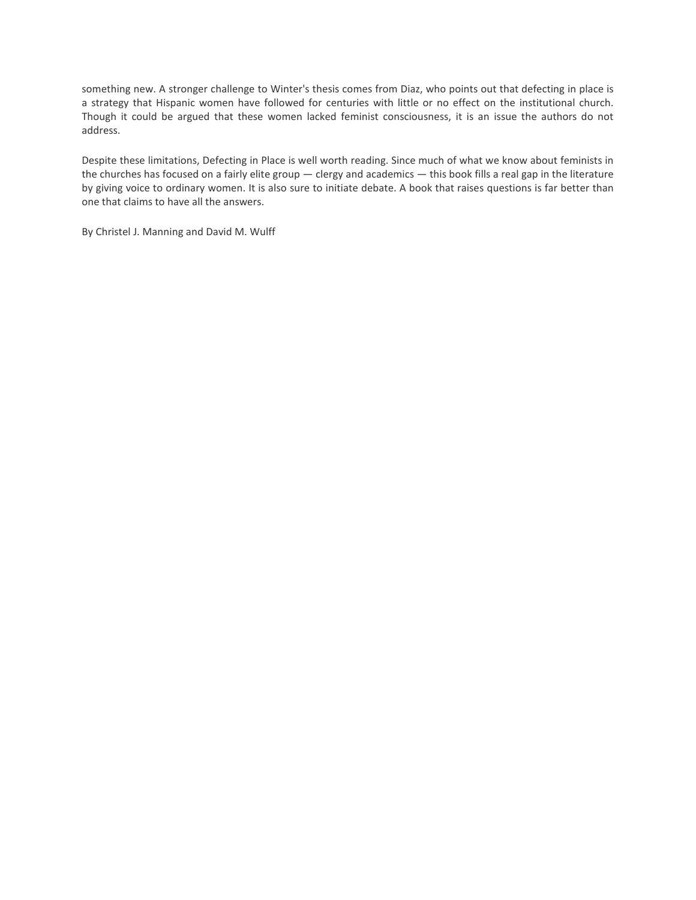something new. A stronger challenge to Winter's thesis comes from Diaz, who points out that defecting in place is a strategy that Hispanic women have followed for centuries with little or no effect on the institutional church. Though it could be argued that these women lacked feminist consciousness, it is an issue the authors do not address.

Despite these limitations, Defecting in Place is well worth reading. Since much of what we know about feminists in the churches has focused on a fairly elite group — clergy and academics — this book fills a real gap in the literature by giving voice to ordinary women. It is also sure to initiate debate. A book that raises questions is far better than one that claims to have all the answers.

By Christel J. Manning and David M. Wulff